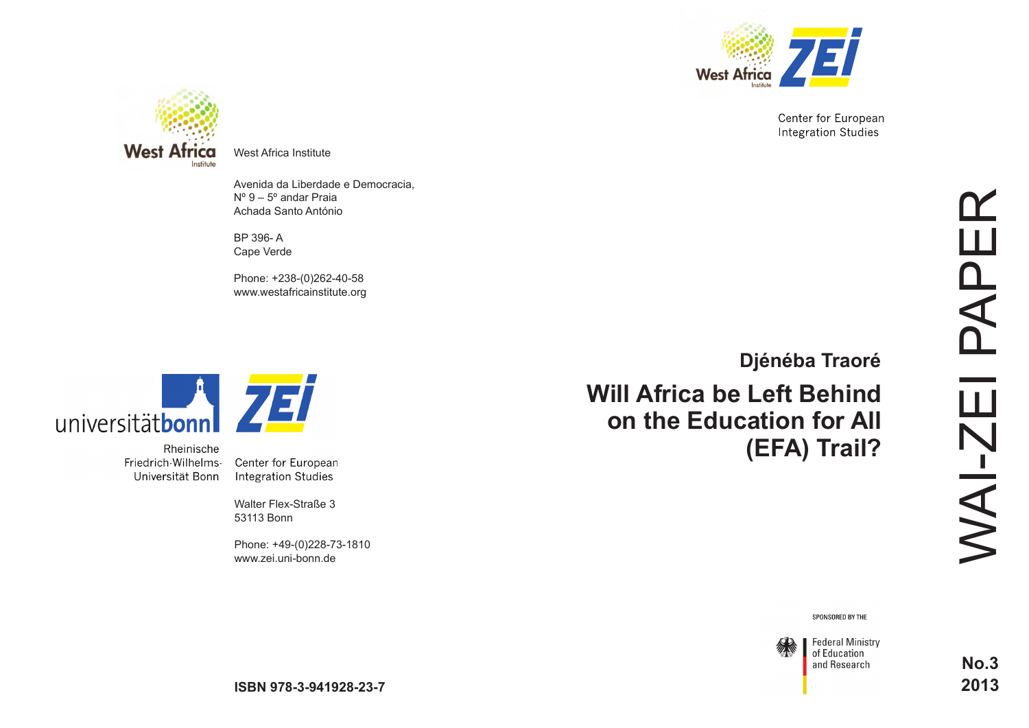West Africa Institute

Avenida da Liberdade e Democracia,
Nº 9 – 5º andar Praia
Achada Santo António

BP 396- A
Cape Verde

Phone: +238-(0)262-40-58
www.westafricainstitute.org

universitätbonn

Rheinische
Friedrich-Wilhelms-
Universität Bonn

ZEI

Center for European
Integration Studies

Walter Flex-Straße 3
53113 Bonn

Phone: +49-(0)228-73-1810
www.zei.uni-bonn.de

**ISBN 978-3-941928-23-7**

West Africa Institute ZEI

Center for European
Integration Studies

WAI-ZEI PAPER

**Djénéba Traoré**

# Will Africa be Left Behind on the Education for All (EFA) Trail?

SPONSORED BY THE

Federal Ministry
of Education
and Research

**No.3**
**2013**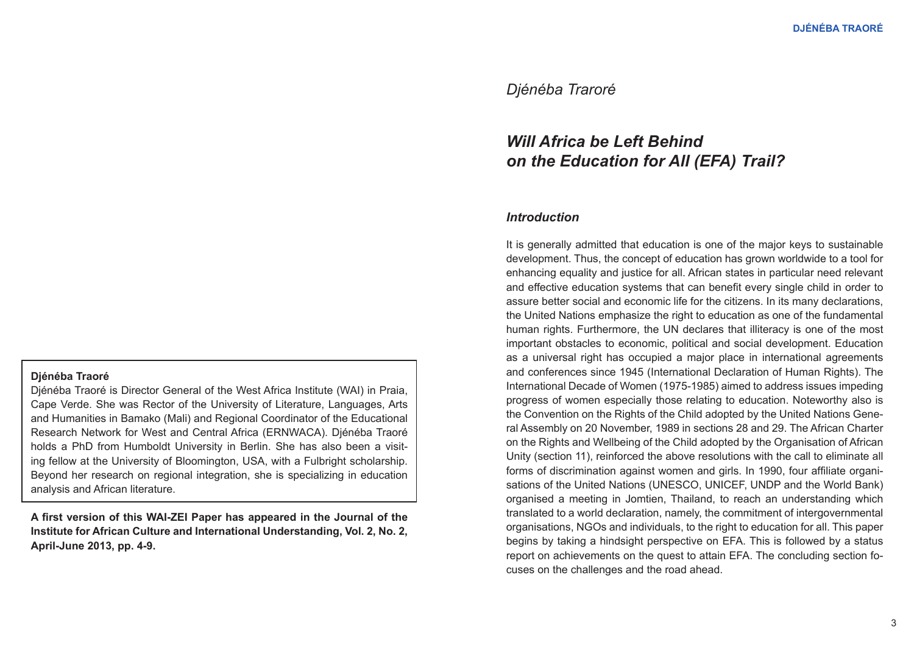**Djénéba Traoré**

Djénéba Traoré is Director General of the West Africa Institute (WAI) in Praia, Cape Verde. She was Rector of the University of Literature, Languages, Arts and Humanities in Bamako (Mali) and Regional Coordinator of the Educational Research Network for West and Central Africa (ERNWACA). Djénéba Traoré holds a PhD from Humboldt University in Berlin. She has also been a visiting fellow at the University of Bloomington, USA, with a Fulbright scholarship. Beyond her research on regional integration, she is specializing in education analysis and African literature.

**A first version of this WAI-ZEI Paper has appeared in the Journal of the Institute for African Culture and International Understanding, Vol. 2, No. 2, April-June 2013, pp. 4-9.**

*Djénéba Trarore*

# *Will Africa be Left Behind on the Education for All (EFA) Trail?*

## *Introduction*

It is generally admitted that education is one of the major keys to sustainable development. Thus, the concept of education has grown worldwide to a tool for enhancing equality and justice for all. African states in particular need relevant and effective education systems that can benefit every single child in order to assure better social and economic life for the citizens. In its many declarations, the United Nations emphasize the right to education as one of the fundamental human rights. Furthermore, the UN declares that illiteracy is one of the most important obstacles to economic, political and social development. Education as a universal right has occupied a major place in international agreements and conferences since 1945 (International Declaration of Human Rights). The International Decade of Women (1975-1985) aimed to address issues impeding progress of women especially those relating to education. Noteworthy also is the Convention on the Rights of the Child adopted by the United Nations General Assembly on 20 November, 1989 in sections 28 and 29. The African Charter on the Rights and Wellbeing of the Child adopted by the Organisation of African Unity (section 11), reinforced the above resolutions with the call to eliminate all forms of discrimination against women and girls. In 1990, four affiliate organisations of the United Nations (UNESCO, UNICEF, UNDP and the World Bank) organised a meeting in Jomtien, Thailand, to reach an understanding which translated to a world declaration, namely, the commitment of intergovernmental organisations, NGOs and individuals, to the right to education for all. This paper begins by taking a hindsight perspective on EFA. This is followed by a status report on achievements on the quest to attain EFA. The concluding section focuses on the challenges and the road ahead.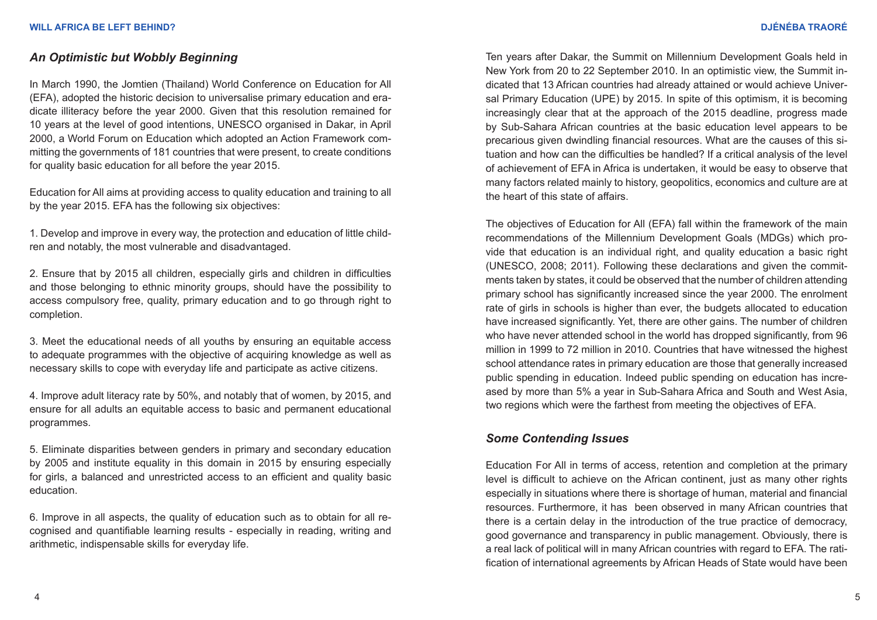## *An Optimistic but Wobbly Beginning*

In March 1990, the Jomtien (Thailand) World Conference on Education for All (EFA), adopted the historic decision to universalise primary education and eradicate illiteracy before the year 2000. Given that this resolution remained for 10 years at the level of good intentions, UNESCO organised in Dakar, in April 2000, a World Forum on Education which adopted an Action Framework committing the governments of 181 countries that were present, to create conditions for quality basic education for all before the year 2015.

Education for All aims at providing access to quality education and training to all by the year 2015. EFA has the following six objectives:

1. Develop and improve in every way, the protection and education of little children and notably, the most vulnerable and disadvantaged.

2. Ensure that by 2015 all children, especially girls and children in difficulties and those belonging to ethnic minority groups, should have the possibility to access compulsory free, quality, primary education and to go through right to completion.

3. Meet the educational needs of all youths by ensuring an equitable access to adequate programmes with the objective of acquiring knowledge as well as necessary skills to cope with everyday life and participate as active citizens.

4. Improve adult literacy rate by 50%, and notably that of women, by 2015, and ensure for all adults an equitable access to basic and permanent educational programmes.

5. Eliminate disparities between genders in primary and secondary education by 2005 and institute equality in this domain in 2015 by ensuring especially for girls, a balanced and unrestricted access to an efficient and quality basic education.

6. Improve in all aspects, the quality of education such as to obtain for all recognised and quantifiable learning results - especially in reading, writing and arithmetic, indispensable skills for everyday life.

Ten years after Dakar, the Summit on Millennium Development Goals held in New York from 20 to 22 September 2010. In an optimistic view, the Summit indicated that 13 African countries had already attained or would achieve Universal Primary Education (UPE) by 2015. In spite of this optimism, it is becoming increasingly clear that at the approach of the 2015 deadline, progress made by Sub-Sahara African countries at the basic education level appears to be precarious given dwindling financial resources. What are the causes of this situation and how can the difficulties be handled? If a critical analysis of the level of achievement of EFA in Africa is undertaken, it would be easy to observe that many factors related mainly to history, geopolitics, economics and culture are at the heart of this state of affairs.

The objectives of Education for All (EFA) fall within the framework of the main recommendations of the Millennium Development Goals (MDGs) which provide that education is an individual right, and quality education a basic right (UNESCO, 2008; 2011). Following these declarations and given the commitments taken by states, it could be observed that the number of children attending primary school has significantly increased since the year 2000. The enrolment rate of girls in schools is higher than ever, the budgets allocated to education have increased significantly. Yet, there are other gains. The number of children who have never attended school in the world has dropped significantly, from 96 million in 1999 to 72 million in 2010. Countries that have witnessed the highest school attendance rates in primary education are those that generally increased public spending in education. Indeed public spending on education has increased by more than 5% a year in Sub-Sahara Africa and South and West Asia, two regions which were the farthest from meeting the objectives of EFA.

## *Some Contending Issues*

Education For All in terms of access, retention and completion at the primary level is difficult to achieve on the African continent, just as many other rights especially in situations where there is shortage of human, material and financial resources. Furthermore, it has been observed in many African countries that there is a certain delay in the introduction of the true practice of democracy, good governance and transparency in public management. Obviously, there is a real lack of political will in many African countries with regard to EFA. The ratification of international agreements by African Heads of State would have been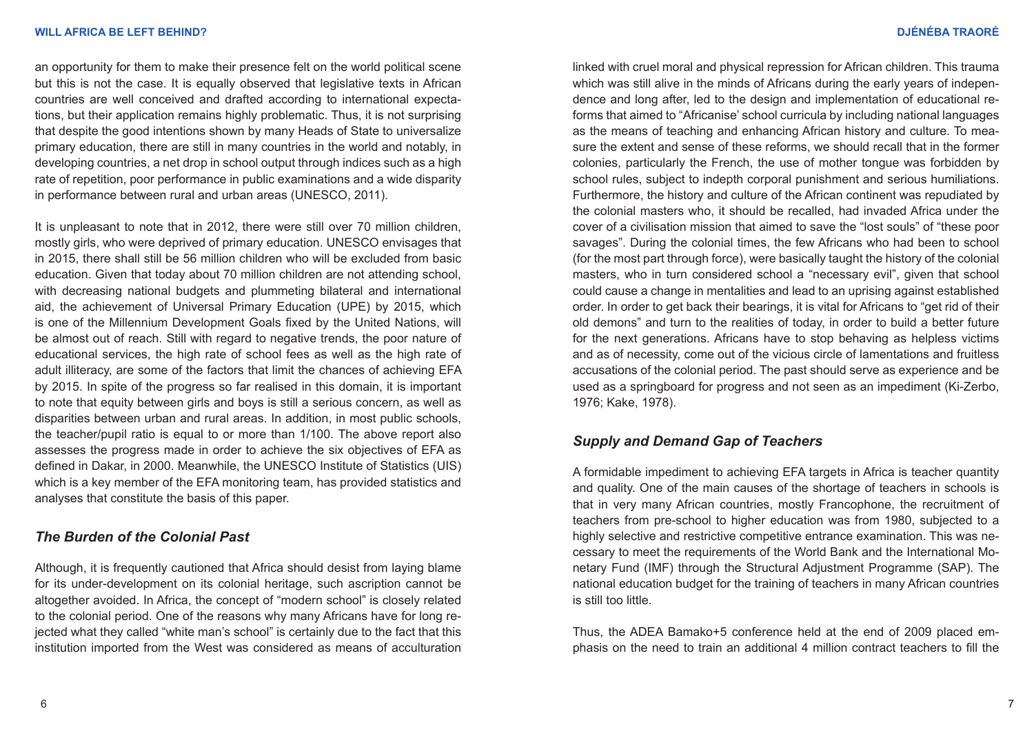an opportunity for them to make their presence felt on the world political scene but this is not the case. It is equally observed that legislative texts in African countries are well conceived and drafted according to international expectations, but their application remains highly problematic. Thus, it is not surprising that despite the good intentions shown by many Heads of State to universalize primary education, there are still in many countries in the world and notably, in developing countries, a net drop in school output through indices such as a high rate of repetition, poor performance in public examinations and a wide disparity in performance between rural and urban areas (UNESCO, 2011).

It is unpleasant to note that in 2012, there were still over 70 million children, mostly girls, who were deprived of primary education. UNESCO envisages that in 2015, there shall still be 56 million children who will be excluded from basic education. Given that today about 70 million children are not attending school, with decreasing national budgets and plummeting bilateral and international aid, the achievement of Universal Primary Education (UPE) by 2015, which is one of the Millennium Development Goals fixed by the United Nations, will be almost out of reach. Still with regard to negative trends, the poor nature of educational services, the high rate of school fees as well as the high rate of adult illiteracy, are some of the factors that limit the chances of achieving EFA by 2015. In spite of the progress so far realised in this domain, it is important to note that equity between girls and boys is still a serious concern, as well as disparities between urban and rural areas. In addition, in most public schools, the teacher/pupil ratio is equal to or more than 1/100. The above report also assesses the progress made in order to achieve the six objectives of EFA as defined in Dakar, in 2000. Meanwhile, the UNESCO Institute of Statistics (UIS) which is a key member of the EFA monitoring team, has provided statistics and analyses that constitute the basis of this paper.

## *The Burden of the Colonial Past*

Although, it is frequently cautioned that Africa should desist from laying blame for its under-development on its colonial heritage, such ascription cannot be altogether avoided. In Africa, the concept of "modern school" is closely related to the colonial period. One of the reasons why many Africans have for long rejected what they called "white man's school" is certainly due to the fact that this institution imported from the West was considered as means of acculturation linked with cruel moral and physical repression for African children. This trauma which was still alive in the minds of Africans during the early years of independence and long after, led to the design and implementation of educational reforms that aimed to "Africanise' school curricula by including national languages as the means of teaching and enhancing African history and culture. To measure the extent and sense of these reforms, we should recall that in the former colonies, particularly the French, the use of mother tongue was forbidden by school rules, subject to indepth corporal punishment and serious humiliations. Furthermore, the history and culture of the African continent was repudiated by the colonial masters who, it should be recalled, had invaded Africa under the cover of a civilisation mission that aimed to save the "lost souls" of "these poor savages". During the colonial times, the few Africans who had been to school (for the most part through force), were basically taught the history of the colonial masters, who in turn considered school a "necessary evil", given that school could cause a change in mentalities and lead to an uprising against established order. In order to get back their bearings, it is vital for Africans to "get rid of their old demons" and turn to the realities of today, in order to build a better future for the next generations. Africans have to stop behaving as helpless victims and as of necessity, come out of the vicious circle of lamentations and fruitless accusations of the colonial period. The past should serve as experience and be used as a springboard for progress and not seen as an impediment (Ki-Zerbo, 1976; Kake, 1978).

## *Supply and Demand Gap of Teachers*

A formidable impediment to achieving EFA targets in Africa is teacher quantity and quality. One of the main causes of the shortage of teachers in schools is that in very many African countries, mostly Francophone, the recruitment of teachers from pre-school to higher education was from 1980, subjected to a highly selective and restrictive competitive entrance examination. This was necessary to meet the requirements of the World Bank and the International Monetary Fund (IMF) through the Structural Adjustment Programme (SAP). The national education budget for the training of teachers in many African countries is still too little.

Thus, the ADEA Bamako+5 conference held at the end of 2009 placed emphasis on the need to train an additional 4 million contract teachers to fill the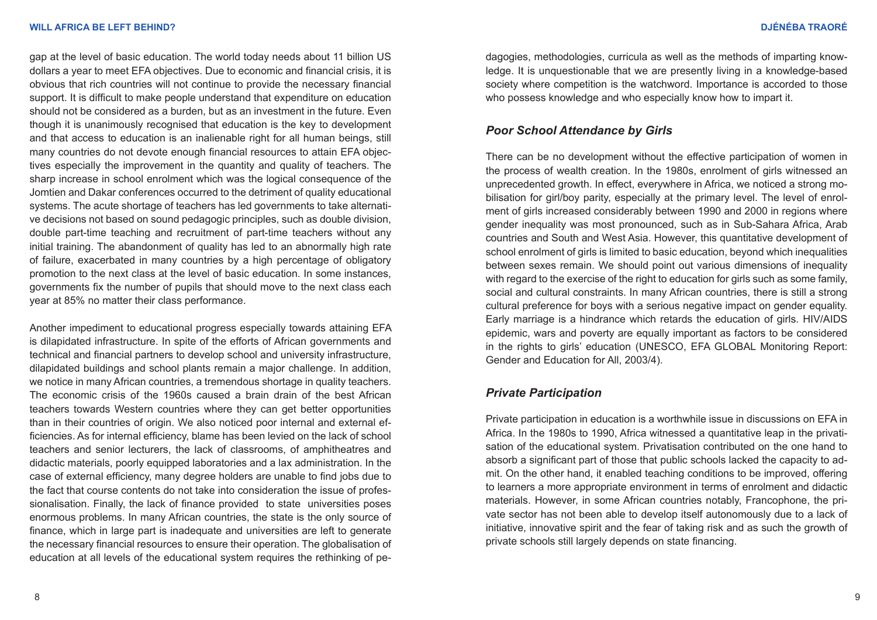gap at the level of basic education. The world today needs about 11 billion US dollars a year to meet EFA objectives. Due to economic and financial crisis, it is obvious that rich countries will not continue to provide the necessary financial support. It is difficult to make people understand that expenditure on education should not be considered as a burden, but as an investment in the future. Even though it is unanimously recognised that education is the key to development and that access to education is an inalienable right for all human beings, still many countries do not devote enough financial resources to attain EFA objectives especially the improvement in the quantity and quality of teachers. The sharp increase in school enrolment which was the logical consequence of the Jomtien and Dakar conferences occurred to the detriment of quality educational systems. The acute shortage of teachers has led governments to take alternative decisions not based on sound pedagogic principles, such as double division, double part-time teaching and recruitment of part-time teachers without any initial training. The abandonment of quality has led to an abnormally high rate of failure, exacerbated in many countries by a high percentage of obligatory promotion to the next class at the level of basic education. In some instances, governments fix the number of pupils that should move to the next class each year at 85% no matter their class performance.

Another impediment to educational progress especially towards attaining EFA is dilapidated infrastructure. In spite of the efforts of African governments and technical and financial partners to develop school and university infrastructure, dilapidated buildings and school plants remain a major challenge. In addition, we notice in many African countries, a tremendous shortage in quality teachers. The economic crisis of the 1960s caused a brain drain of the best African teachers towards Western countries where they can get better opportunities than in their countries of origin. We also noticed poor internal and external efficiencies. As for internal efficiency, blame has been levied on the lack of school teachers and senior lecturers, the lack of classrooms, of amphitheatres and didactic materials, poorly equipped laboratories and a lax administration. In the case of external efficiency, many degree holders are unable to find jobs due to the fact that course contents do not take into consideration the issue of professionalisation. Finally, the lack of finance provided to state universities poses enormous problems. In many African countries, the state is the only source of finance, which in large part is inadequate and universities are left to generate the necessary financial resources to ensure their operation. The globalisation of education at all levels of the educational system requires the rethinking of pedagogies, methodologies, curricula as well as the methods of imparting knowledge. It is unquestionable that we are presently living in a knowledge-based society where competition is the watchword. Importance is accorded to those who possess knowledge and who especially know how to impart it.

### *Poor School Attendance by Girls*

There can be no development without the effective participation of women in the process of wealth creation. In the 1980s, enrolment of girls witnessed an unprecedented growth. In effect, everywhere in Africa, we noticed a strong mobilisation for girl/boy parity, especially at the primary level. The level of enrolment of girls increased considerably between 1990 and 2000 in regions where gender inequality was most pronounced, such as in Sub-Sahara Africa, Arab countries and South and West Asia. However, this quantitative development of school enrolment of girls is limited to basic education, beyond which inequalities between sexes remain. We should point out various dimensions of inequality with regard to the exercise of the right to education for girls such as some family, social and cultural constraints. In many African countries, there is still a strong cultural preference for boys with a serious negative impact on gender equality. Early marriage is a hindrance which retards the education of girls. HIV/AIDS epidemic, wars and poverty are equally important as factors to be considered in the rights to girls' education (UNESCO, EFA GLOBAL Monitoring Report: Gender and Education for All, 2003/4).

### *Private Participation*

Private participation in education is a worthwhile issue in discussions on EFA in Africa. In the 1980s to 1990, Africa witnessed a quantitative leap in the privatisation of the educational system. Privatisation contributed on the one hand to absorb a significant part of those that public schools lacked the capacity to admit. On the other hand, it enabled teaching conditions to be improved, offering to learners a more appropriate environment in terms of enrolment and didactic materials. However, in some African countries notably, Francophone, the private sector has not been able to develop itself autonomously due to a lack of initiative, innovative spirit and the fear of taking risk and as such the growth of private schools still largely depends on state financing.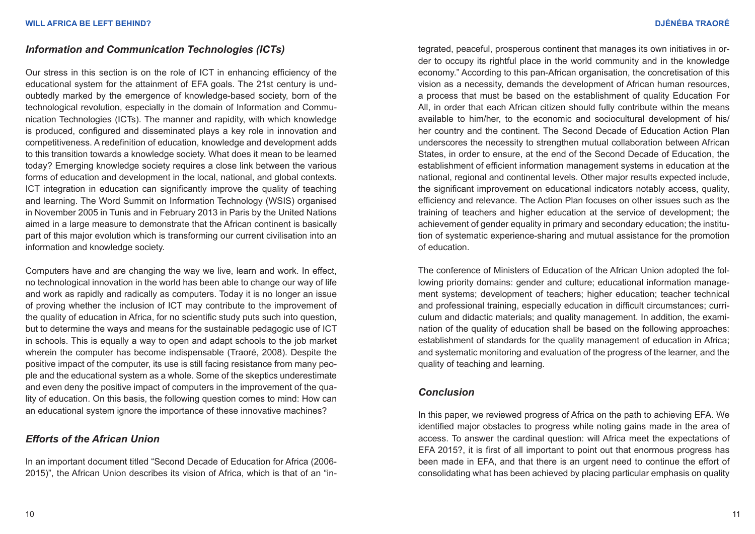## *Information and Communication Technologies (ICTs)*

Our stress in this section is on the role of ICT in enhancing efficiency of the educational system for the attainment of EFA goals. The 21st century is undoubtedly marked by the emergence of knowledge-based society, born of the technological revolution, especially in the domain of Information and Communication Technologies (ICTs). The manner and rapidity, with which knowledge is produced, configured and disseminated plays a key role in innovation and competitiveness. A redefinition of education, knowledge and development adds to this transition towards a knowledge society. What does it mean to be learned today? Emerging knowledge society requires a close link between the various forms of education and development in the local, national, and global contexts. ICT integration in education can significantly improve the quality of teaching and learning. The Word Summit on Information Technology (WSIS) organised in November 2005 in Tunis and in February 2013 in Paris by the United Nations aimed in a large measure to demonstrate that the African continent is basically part of this major evolution which is transforming our current civilisation into an information and knowledge society.

Computers have and are changing the way we live, learn and work. In effect, no technological innovation in the world has been able to change our way of life and work as rapidly and radically as computers. Today it is no longer an issue of proving whether the inclusion of ICT may contribute to the improvement of the quality of education in Africa, for no scientific study puts such into question, but to determine the ways and means for the sustainable pedagogic use of ICT in schools. This is equally a way to open and adapt schools to the job market wherein the computer has become indispensable (Traoré, 2008). Despite the positive impact of the computer, its use is still facing resistance from many people and the educational system as a whole. Some of the skeptics underestimate and even deny the positive impact of computers in the improvement of the quality of education. On this basis, the following question comes to mind: How can an educational system ignore the importance of these innovative machines?

## *Efforts of the African Union*

In an important document titled "Second Decade of Education for Africa (2006-2015)", the African Union describes its vision of Africa, which is that of an "integrated, peaceful, prosperous continent that manages its own initiatives in order to occupy its rightful place in the world community and in the knowledge economy." According to this pan-African organisation, the concretisation of this vision as a necessity, demands the development of African human resources, a process that must be based on the establishment of quality Education For All, in order that each African citizen should fully contribute within the means available to him/her, to the economic and sociocultural development of his/her country and the continent. The Second Decade of Education Action Plan underscores the necessity to strengthen mutual collaboration between African States, in order to ensure, at the end of the Second Decade of Education, the establishment of efficient information management systems in education at the national, regional and continental levels. Other major results expected include, the significant improvement on educational indicators notably access, quality, efficiency and relevance. The Action Plan focuses on other issues such as the training of teachers and higher education at the service of development; the achievement of gender equality in primary and secondary education; the institution of systematic experience-sharing and mutual assistance for the promotion of education.

The conference of Ministers of Education of the African Union adopted the following priority domains: gender and culture; educational information management systems; development of teachers; higher education; teacher technical and professional training, especially education in difficult circumstances; curriculum and didactic materials; and quality management. In addition, the examination of the quality of education shall be based on the following approaches: establishment of standards for the quality management of education in Africa; and systematic monitoring and evaluation of the progress of the learner, and the quality of teaching and learning.

## *Conclusion*

In this paper, we reviewed progress of Africa on the path to achieving EFA. We identified major obstacles to progress while noting gains made in the area of access. To answer the cardinal question: will Africa meet the expectations of EFA 2015?, it is first of all important to point out that enormous progress has been made in EFA, and that there is an urgent need to continue the effort of consolidating what has been achieved by placing particular emphasis on quality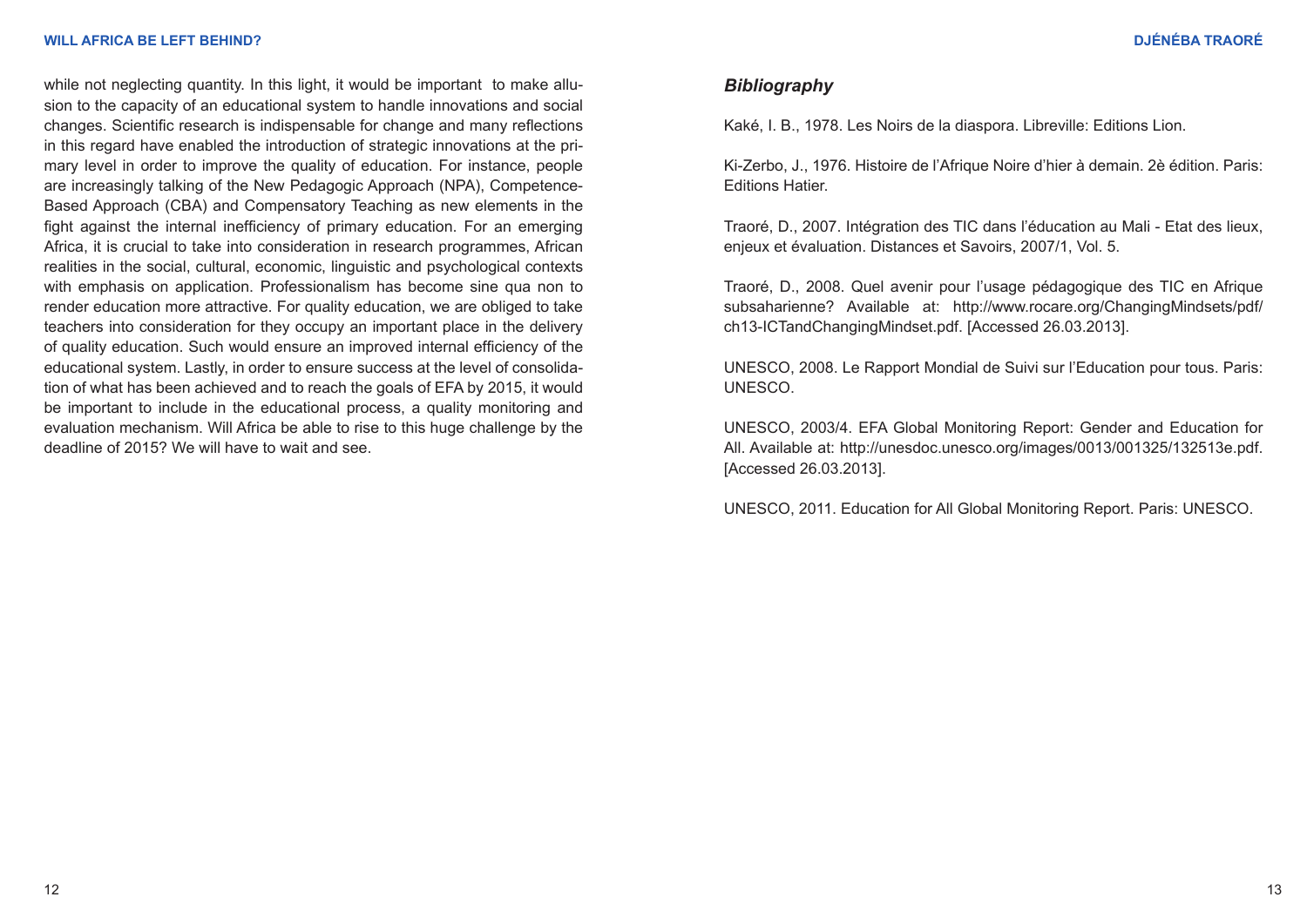while not neglecting quantity. In this light, it would be important to make allusion to the capacity of an educational system to handle innovations and social changes. Scientific research is indispensable for change and many reflections in this regard have enabled the introduction of strategic innovations at the primary level in order to improve the quality of education. For instance, people are increasingly talking of the New Pedagogic Approach (NPA), Competence-Based Approach (CBA) and Compensatory Teaching as new elements in the fight against the internal inefficiency of primary education. For an emerging Africa, it is crucial to take into consideration in research programmes, African realities in the social, cultural, economic, linguistic and psychological contexts with emphasis on application. Professionalism has become sine qua non to render education more attractive. For quality education, we are obliged to take teachers into consideration for they occupy an important place in the delivery of quality education. Such would ensure an improved internal efficiency of the educational system. Lastly, in order to ensure success at the level of consolidation of what has been achieved and to reach the goals of EFA by 2015, it would be important to include in the educational process, a quality monitoring and evaluation mechanism. Will Africa be able to rise to this huge challenge by the deadline of 2015? We will have to wait and see.

## *Bibliography*

Kaké, I. B., 1978. Les Noirs de la diaspora. Libreville: Editions Lion.

Ki-Zerbo, J., 1976. Histoire de l'Afrique Noire d'hier à demain. 2è édition. Paris: Editions Hatier.

Traoré, D., 2007. Intégration des TIC dans l'éducation au Mali - Etat des lieux, enjeux et évaluation. Distances et Savoirs, 2007/1, Vol. 5.

Traoré, D., 2008. Quel avenir pour l'usage pédagogique des TIC en Afrique subsaharienne? Available at: http://www.rocare.org/ChangingMindsets/pdf/ch13-ICTandChangingMindset.pdf. [Accessed 26.03.2013].

UNESCO, 2008. Le Rapport Mondial de Suivi sur l'Education pour tous. Paris: UNESCO.

UNESCO, 2003/4. EFA Global Monitoring Report: Gender and Education for All. Available at: http://unesdoc.unesco.org/images/0013/001325/132513e.pdf. [Accessed 26.03.2013].

UNESCO, 2011. Education for All Global Monitoring Report. Paris: UNESCO.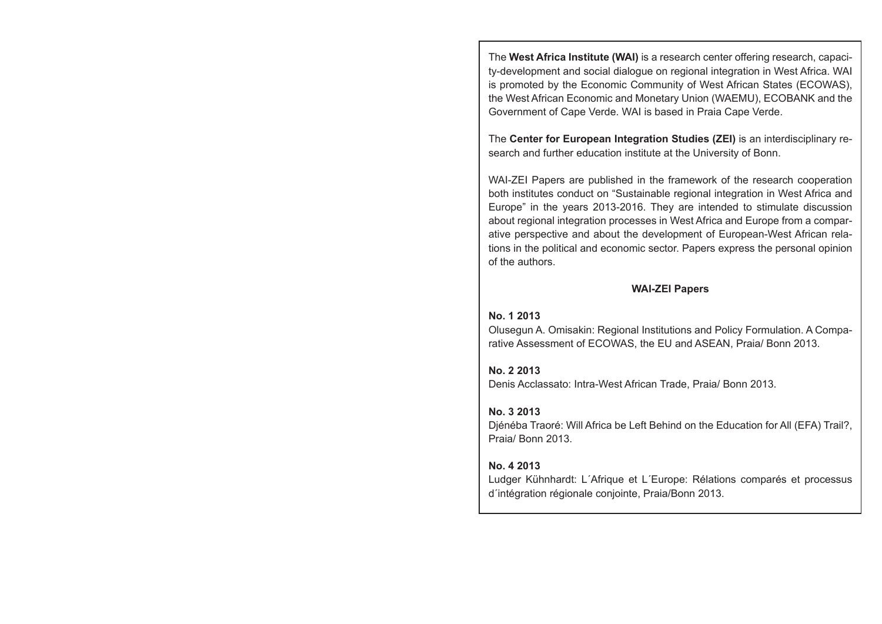The **West Africa Institute (WAI)** is a research center offering research, capacity-development and social dialogue on regional integration in West Africa. WAI is promoted by the Economic Community of West African States (ECOWAS), the West African Economic and Monetary Union (WAEMU), ECOBANK and the Government of Cape Verde. WAI is based in Praia Cape Verde.

The **Center for European Integration Studies (ZEI)** is an interdisciplinary research and further education institute at the University of Bonn.

WAI-ZEI Papers are published in the framework of the research cooperation both institutes conduct on "Sustainable regional integration in West Africa and Europe" in the years 2013-2016. They are intended to stimulate discussion about regional integration processes in West Africa and Europe from a comparative perspective and about the development of European-West African relations in the political and economic sector. Papers express the personal opinion of the authors.

**WAI-ZEI Papers**

**No. 1 2013**
Olusegun A. Omisakin: Regional Institutions and Policy Formulation. A Comparative Assessment of ECOWAS, the EU and ASEAN, Praia/ Bonn 2013.

**No. 2 2013**
Denis Acclassato: Intra-West African Trade, Praia/ Bonn 2013.

**No. 3 2013**
Djénéba Traoré: Will Africa be Left Behind on the Education for All (EFA) Trail?, Praia/ Bonn 2013.

**No. 4 2013**
Ludger Kühnhardt: L´Afrique et L´Europe: Rélations comparés et processus d´intégration régionale conjointe, Praia/Bonn 2013.